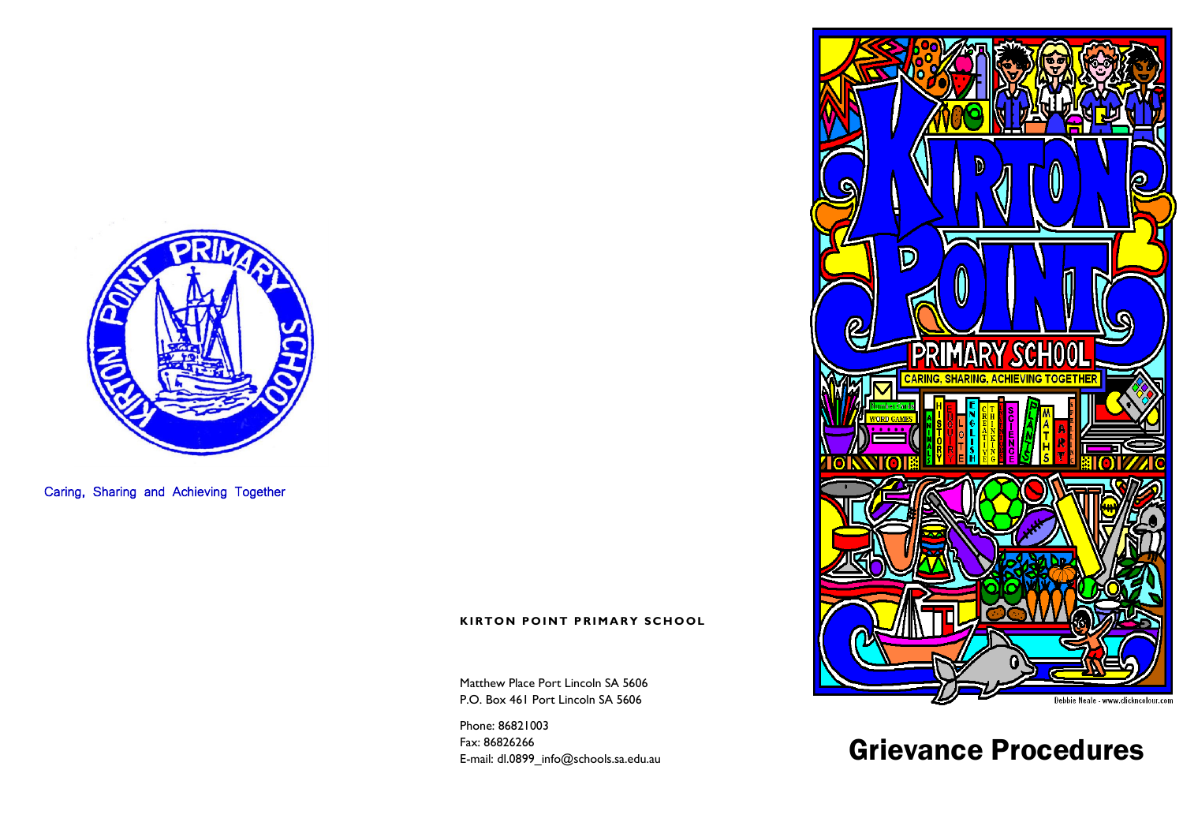Caring, Sharing and Achieving Together

**KIRTON POINT PRIMARY SCHOOL**

Matthew Place Port Lincoln SA 5606
P.O. Box 461 Port Lincoln SA 5606

Phone: 86821003
Fax: 86826266
E-mail: dl.0899_info@schools.sa.edu.au

Debbie Neale - www.clickncolour.com

# Grievance Procedures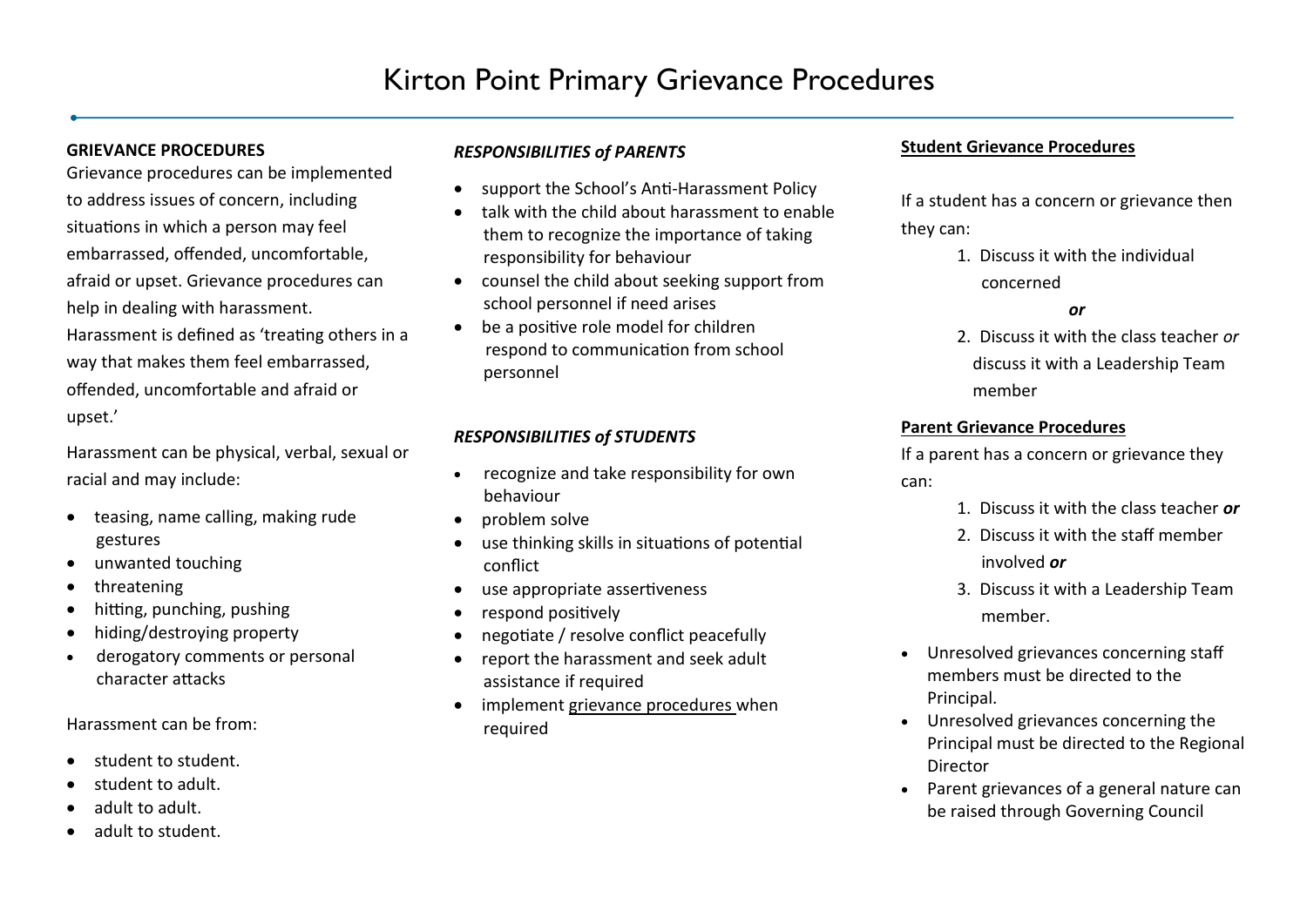# Kirton Point Primary Grievance Procedures

**GRIEVANCE PROCEDURES**

Grievance procedures can be implemented to address issues of concern, including situations in which a person may feel embarrassed, offended, uncomfortable, afraid or upset. Grievance procedures can help in dealing with harassment.

Harassment is defined as 'treating others in a way that makes them feel embarrassed, offended, uncomfortable and afraid or upset.'

Harassment can be physical, verbal, sexual or racial and may include:

- teasing, name calling, making rude gestures
- unwanted touching
- threatening
- hitting, punching, pushing
- hiding/destroying property
- derogatory comments or personal character attacks

Harassment can be from:

- student to student.
- student to adult.
- adult to adult.
- adult to student.

***RESPONSIBILITIES of PARENTS***

- support the School's Anti-Harassment Policy
- talk with the child about harassment to enable them to recognize the importance of taking responsibility for behaviour
- counsel the child about seeking support from school personnel if need arises
- be a positive role model for children respond to communication from school personnel

***RESPONSIBILITIES of STUDENTS***

- recognize and take responsibility for own behaviour
- problem solve
- use thinking skills in situations of potential conflict
- use appropriate assertiveness
- respond positively
- negotiate / resolve conflict peacefully
- report the harassment and seek adult assistance if required
- implement grievance procedures when required

**Student Grievance Procedures**

If a student has a concern or grievance then they can:

1. Discuss it with the individual concerned

   ***or***

2. Discuss it with the class teacher *or* discuss it with a Leadership Team member

**Parent Grievance Procedures**

If a parent has a concern or grievance they can:

1. Discuss it with the class teacher ***or***
2. Discuss it with the staff member involved ***or***
3. Discuss it with a Leadership Team member.

- Unresolved grievances concerning staff members must be directed to the Principal.
- Unresolved grievances concerning the Principal must be directed to the Regional Director
- Parent grievances of a general nature can be raised through Governing Council